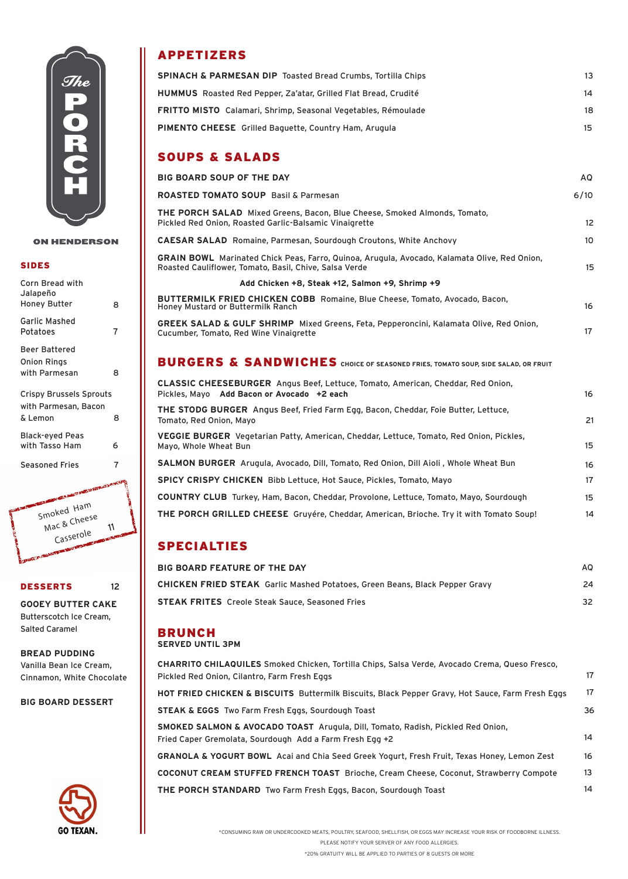# The PORCH

**ON HENDERSON**

## SIDES

| | |
|---|---|
| Corn Bread with Jalapeño Honey Butter | 8 |
| Garlic Mashed Potatoes | 7 |
| Beer Battered Onion Rings with Parmesan | 8 |
| Crispy Brussels Sprouts with Parmesan, Bacon & Lemon | 8 |
| Black-eyed Peas with Tasso Ham | 6 |
| Seasoned Fries | 7 |

Smoked Ham Mac & Cheese Casserole 11

## DESSERTS 12

**GOOEY BUTTER CAKE**
Butterscotch Ice Cream, Salted Caramel

**BREAD PUDDING**
Vanilla Bean Ice Cream, Cinnamon, White Chocolate

**BIG BOARD DESSERT**

GO TEXAN.

## APPETIZERS

| | |
|---|---|
| **SPINACH & PARMESAN DIP** Toasted Bread Crumbs, Tortilla Chips | 13 |
| **HUMMUS** Roasted Red Pepper, Za'atar, Grilled Flat Bread, Crudité | 14 |
| **FRITTO MISTO** Calamari, Shrimp, Seasonal Vegetables, Rémoulade | 18 |
| **PIMENTO CHEESE** Grilled Baguette, Country Ham, Arugula | 15 |

## SOUPS & SALADS

| | |
|---|---|
| **BIG BOARD SOUP OF THE DAY** | AQ |
| **ROASTED TOMATO SOUP** Basil & Parmesan | 6/10 |
| **THE PORCH SALAD** Mixed Greens, Bacon, Blue Cheese, Smoked Almonds, Tomato, Pickled Red Onion, Roasted Garlic-Balsamic Vinaigrette | 12 |
| **CAESAR SALAD** Romaine, Parmesan, Sourdough Croutons, White Anchovy | 10 |
| **GRAIN BOWL** Marinated Chick Peas, Farro, Quinoa, Arugula, Avocado, Kalamata Olive, Red Onion, Roasted Cauliflower, Tomato, Basil, Chive, Salsa Verde | 15 |
| **Add Chicken +8, Steak +12, Salmon +9, Shrimp +9** | |
| **BUTTERMILK FRIED CHICKEN COBB** Romaine, Blue Cheese, Tomato, Avocado, Bacon, Honey Mustard or Buttermilk Ranch | 16 |
| **GREEK SALAD & GULF SHRIMP** Mixed Greens, Feta, Pepperoncini, Kalamata Olive, Red Onion, Cucumber, Tomato, Red Wine Vinaigrette | 17 |

## BURGERS & SANDWICHES
CHOICE OF SEASONED FRIES, TOMATO SOUP, SIDE SALAD, OR FRUIT

| | |
|---|---|
| **CLASSIC CHEESEBURGER** Angus Beef, Lettuce, Tomato, American, Cheddar, Red Onion, Pickles, Mayo **Add Bacon or Avocado +2 each** | 16 |
| **THE STODG BURGER** Angus Beef, Fried Farm Egg, Bacon, Cheddar, Foie Butter, Lettuce, Tomato, Red Onion, Mayo | 21 |
| **VEGGIE BURGER** Vegetarian Patty, American, Cheddar, Lettuce, Tomato, Red Onion, Pickles, Mayo, Whole Wheat Bun | 15 |
| **SALMON BURGER** Arugula, Avocado, Dill, Tomato, Red Onion, Dill Aioli , Whole Wheat Bun | 16 |
| **SPICY CRISPY CHICKEN** Bibb Lettuce, Hot Sauce, Pickles, Tomato, Mayo | 17 |
| **COUNTRY CLUB** Turkey, Ham, Bacon, Cheddar, Provolone, Lettuce, Tomato, Mayo, Sourdough | 15 |
| **THE PORCH GRILLED CHEESE** Gruyére, Cheddar, American, Brioche. Try it with Tomato Soup! | 14 |

## SPECIALTIES

| | |
|---|---|
| **BIG BOARD FEATURE OF THE DAY** | AQ |
| **CHICKEN FRIED STEAK** Garlic Mashed Potatoes, Green Beans, Black Pepper Gravy | 24 |
| **STEAK FRITES** Creole Steak Sauce, Seasoned Fries | 32 |

## BRUNCH
**SERVED UNTIL 3PM**

| | |
|---|---|
| **CHARRITO CHILAQUILES** Smoked Chicken, Tortilla Chips, Salsa Verde, Avocado Crema, Queso Fresco, Pickled Red Onion, Cilantro, Farm Fresh Eggs | 17 |
| **HOT FRIED CHICKEN & BISCUITS** Buttermilk Biscuits, Black Pepper Gravy, Hot Sauce, Farm Fresh Eggs | 17 |
| **STEAK & EGGS** Two Farm Fresh Eggs, Sourdough Toast | 36 |
| **SMOKED SALMON & AVOCADO TOAST** Arugula, Dill, Tomato, Radish, Pickled Red Onion, Fried Caper Gremolata, Sourdough Add a Farm Fresh Egg +2 | 14 |
| **GRANOLA & YOGURT BOWL** Acai and Chia Seed Greek Yogurt, Fresh Fruit, Texas Honey, Lemon Zest | 16 |
| **COCONUT CREAM STUFFED FRENCH TOAST** Brioche, Cream Cheese, Coconut, Strawberry Compote | 13 |
| **THE PORCH STANDARD** Two Farm Fresh Eggs, Bacon, Sourdough Toast | 14 |

*CONSUMING RAW OR UNDERCOOKED MEATS, POULTRY, SEAFOOD, SHELLFISH, OR EGGS MAY INCREASE YOUR RISK OF FOODBORNE ILLNESS.
PLEASE NOTIFY YOUR SERVER OF ANY FOOD ALLERGIES.
*20% GRATUITY WILL BE APPLIED TO PARTIES OF 8 GUESTS OR MORE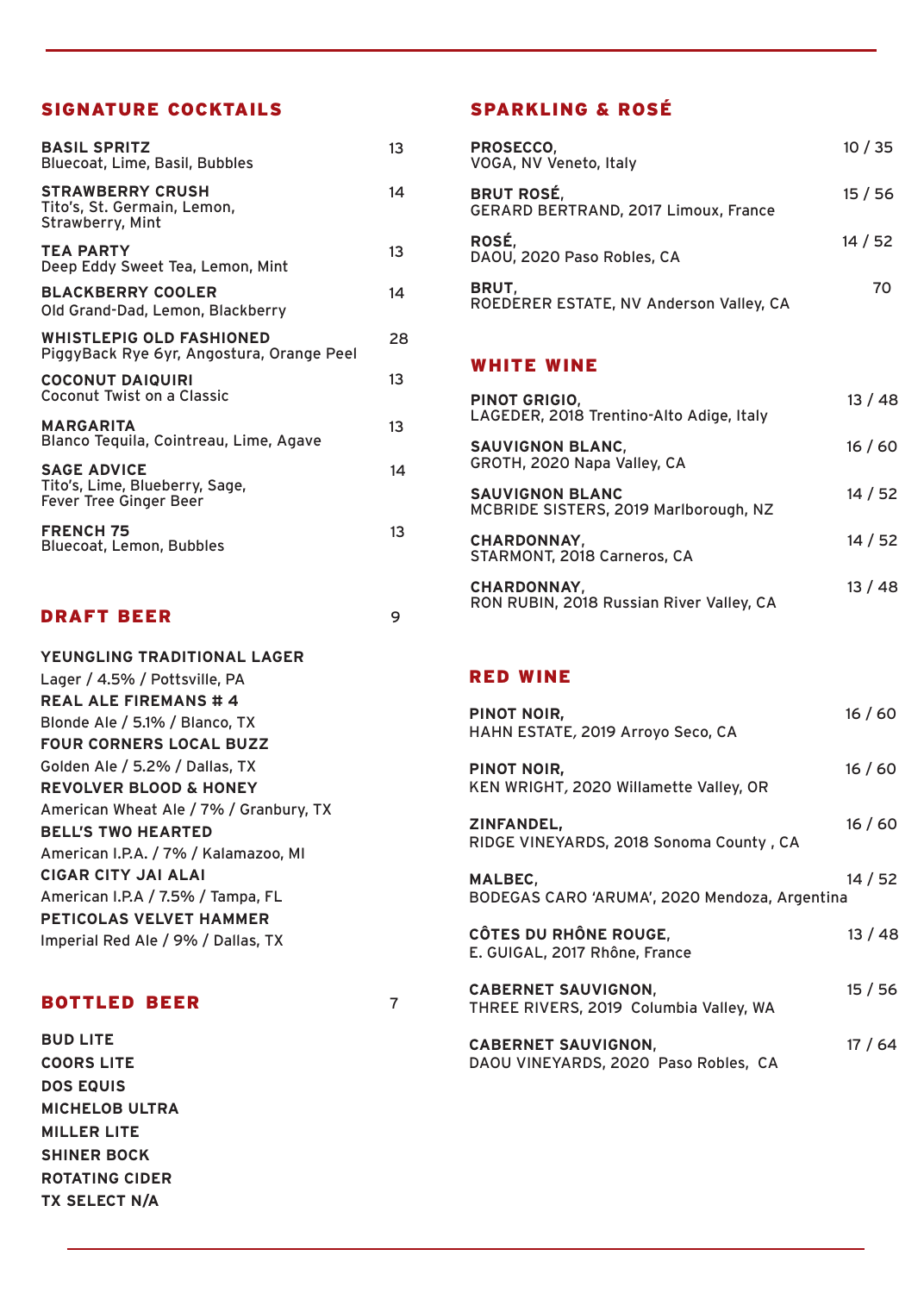## SIGNATURE COCKTAILS

**BASIL SPRITZ** 13
Bluecoat, Lime, Basil, Bubbles

**STRAWBERRY CRUSH** 14
Tito's, St. Germain, Lemon, Strawberry, Mint

**TEA PARTY** 13
Deep Eddy Sweet Tea, Lemon, Mint

**BLACKBERRY COOLER** 14
Old Grand-Dad, Lemon, Blackberry

**WHISTLEPIG OLD FASHIONED** 28
PiggyBack Rye 6yr, Angostura, Orange Peel

**COCONUT DAIQUIRI** 13
Coconut Twist on a Classic

**MARGARITA** 13
Blanco Tequila, Cointreau, Lime, Agave

**SAGE ADVICE** 14
Tito's, Lime, Blueberry, Sage, Fever Tree Ginger Beer

**FRENCH 75** 13
Bluecoat, Lemon, Bubbles

## DRAFT BEER 9

**YEUNGLING TRADITIONAL LAGER**
Lager / 4.5% / Pottsville, PA

**REAL ALE FIREMANS # 4**
Blonde Ale / 5.1% / Blanco, TX

**FOUR CORNERS LOCAL BUZZ**
Golden Ale / 5.2% / Dallas, TX

**REVOLVER BLOOD & HONEY**
American Wheat Ale / 7% / Granbury, TX

**BELL'S TWO HEARTED**
American I.P.A. / 7% / Kalamazoo, MI

**CIGAR CITY JAI ALAI**
American I.P.A / 7.5% / Tampa, FL

**PETICOLAS VELVET HAMMER**
Imperial Red Ale / 9% / Dallas, TX

## BOTTLED BEER 7

**BUD LITE**
**COORS LITE**
**DOS EQUIS**
**MICHELOB ULTRA**
**MILLER LITE**
**SHINER BOCK**
**ROTATING CIDER**
**TX SELECT N/A**

## SPARKLING & ROSÉ

**PROSECCO,** 10 / 35
VOGA, NV Veneto, Italy

**BRUT ROSÉ,** 15 / 56
GERARD BERTRAND, 2017 Limoux, France

**ROSÉ,** 14 / 52
DAOU, 2020 Paso Robles, CA

**BRUT,** 70
ROEDERER ESTATE, NV Anderson Valley, CA

## WHITE WINE

**PINOT GRIGIO,** 13 / 48
LAGEDER, 2018 Trentino-Alto Adige, Italy

**SAUVIGNON BLANC,** 16 / 60
GROTH, 2020 Napa Valley, CA

**SAUVIGNON BLANC** 14 / 52
MCBRIDE SISTERS, 2019 Marlborough, NZ

**CHARDONNAY,** 14 / 52
STARMONT, 2018 Carneros, CA

**CHARDONNAY,** 13 / 48
RON RUBIN, 2018 Russian River Valley, CA

## RED WINE

**PINOT NOIR,** 16 / 60
HAHN ESTATE, 2019 Arroyo Seco, CA

**PINOT NOIR,** 16 / 60
KEN WRIGHT, 2020 Willamette Valley, OR

**ZINFANDEL,** 16 / 60
RIDGE VINEYARDS, 2018 Sonoma County , CA

**MALBEC,** 14 / 52
BODEGAS CARO 'ARUMA', 2020 Mendoza, Argentina

**CÔTES DU RHÔNE ROUGE,** 13 / 48
E. GUIGAL, 2017 Rhône, France

**CABERNET SAUVIGNON,** 15 / 56
THREE RIVERS, 2019 Columbia Valley, WA

**CABERNET SAUVIGNON,** 17 / 64
DAOU VINEYARDS, 2020 Paso Robles, CA